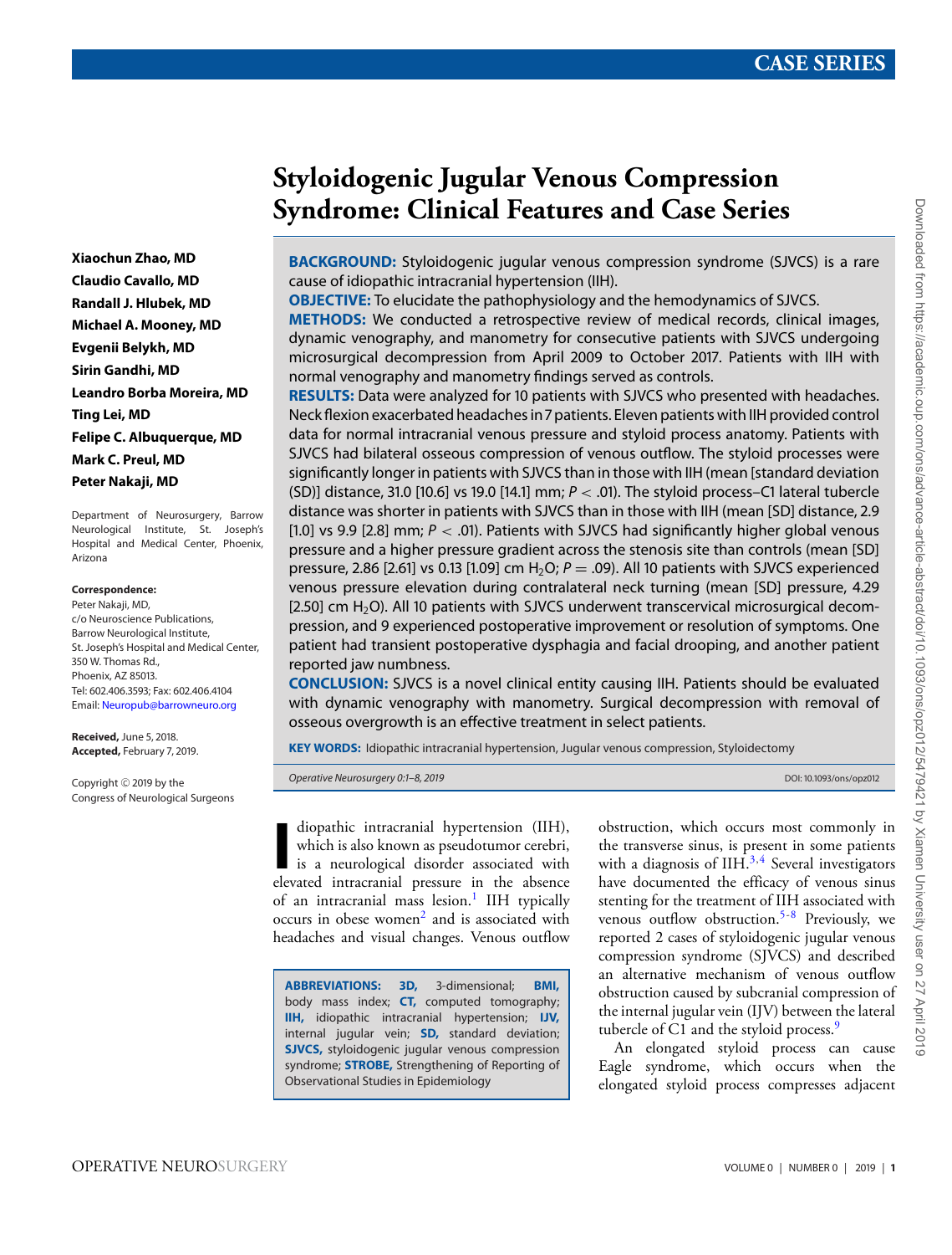# Styloidogenic Jugular Venous Compression Syndrome: Clinical Features and Case Series

**Xiaochun Zhao, MD**
**Claudio Cavallo, MD**
**Randall J. Hlubek, MD**
**Michael A. Mooney, MD**
**Evgenii Belykh, MD**
**Sirin Gandhi, MD**
**Leandro Borba Moreira, MD**
**Ting Lei, MD**
**Felipe C. Albuquerque, MD**
**Mark C. Preul, MD**
**Peter Nakaji, MD**

Department of Neurosurgery, Barrow Neurological Institute, St. Joseph's Hospital and Medical Center, Phoenix, Arizona

**Correspondence:**
Peter Nakaji, MD,
c/o Neuroscience Publications,
Barrow Neurological Institute,
St. Joseph's Hospital and Medical Center,
350 W. Thomas Rd.,
Phoenix, AZ 85013.
Tel: 602.406.3593; Fax: 602.406.4104
Email: Neuropub@barrowneuro.org

**Received,** June 5, 2018.
**Accepted,** February 7, 2019.

Copyright © 2019 by the Congress of Neurological Surgeons

**BACKGROUND:** Styloidogenic jugular venous compression syndrome (SJVCS) is a rare cause of idiopathic intracranial hypertension (IIH).

**OBJECTIVE:** To elucidate the pathophysiology and the hemodynamics of SJVCS.

**METHODS:** We conducted a retrospective review of medical records, clinical images, dynamic venography, and manometry for consecutive patients with SJVCS undergoing microsurgical decompression from April 2009 to October 2017. Patients with IIH with normal venography and manometry findings served as controls.

**RESULTS:** Data were analyzed for 10 patients with SJVCS who presented with headaches. Neck flexion exacerbated headaches in 7 patients. Eleven patients with IIH provided control data for normal intracranial venous pressure and styloid process anatomy. Patients with SJVCS had bilateral osseous compression of venous outflow. The styloid processes were significantly longer in patients with SJVCS than in those with IIH (mean [standard deviation (SD)] distance, 31.0 [10.6] vs 19.0 [14.1] mm; $P < .01$). The styloid process–C1 lateral tubercle distance was shorter in patients with SJVCS than in those with IIH (mean [SD] distance, 2.9 [1.0] vs 9.9 [2.8] mm; $P < .01$). Patients with SJVCS had significantly higher global venous pressure and a higher pressure gradient across the stenosis site than controls (mean [SD] pressure, 2.86 [2.61] vs 0.13 [1.09] cm $H_2O$; $P = .09$). All 10 patients with SJVCS experienced venous pressure elevation during contralateral neck turning (mean [SD] pressure, 4.29 [2.50] cm $H_2O$). All 10 patients with SJVCS underwent transcervical microsurgical decompression, and 9 experienced postoperative improvement or resolution of symptoms. One patient had transient postoperative dysphagia and facial drooping, and another patient reported jaw numbness.

**CONCLUSION:** SJVCS is a novel clinical entity causing IIH. Patients should be evaluated with dynamic venography with manometry. Surgical decompression with removal of osseous overgrowth is an effective treatment in select patients.

**KEY WORDS:** Idiopathic intracranial hypertension, Jugular venous compression, Styloidectomy

*Operative Neurosurgery 0:1–8, 2019* DOI: 10.1093/ons/opz012

Idiopathic intracranial hypertension (IIH), which is also known as pseudotumor cerebri, is a neurological disorder associated with elevated intracranial pressure in the absence of an intracranial mass lesion.[1] IIH typically occurs in obese women[2] and is associated with headaches and visual changes. Venous outflow obstruction, which occurs most commonly in the transverse sinus, is present in some patients with a diagnosis of IIH.[3,4] Several investigators have documented the efficacy of venous sinus stenting for the treatment of IIH associated with venous outflow obstruction.[5-8] Previously, we reported 2 cases of styloidogenic jugular venous compression syndrome (SJVCS) and described an alternative mechanism of venous outflow obstruction caused by subcranial compression of the internal jugular vein (IJV) between the lateral tubercle of C1 and the styloid process.[9]

An elongated styloid process can cause Eagle syndrome, which occurs when the elongated styloid process compresses adjacent

**ABBREVIATIONS:** **3D,** 3-dimensional; **BMI,** body mass index; **CT,** computed tomography; **IIH,** idiopathic intracranial hypertension; **IJV,** internal jugular vein; **SD,** standard deviation; **SJVCS,** styloidogenic jugular venous compression syndrome; **STROBE,** Strengthening of Reporting of Observational Studies in Epidemiology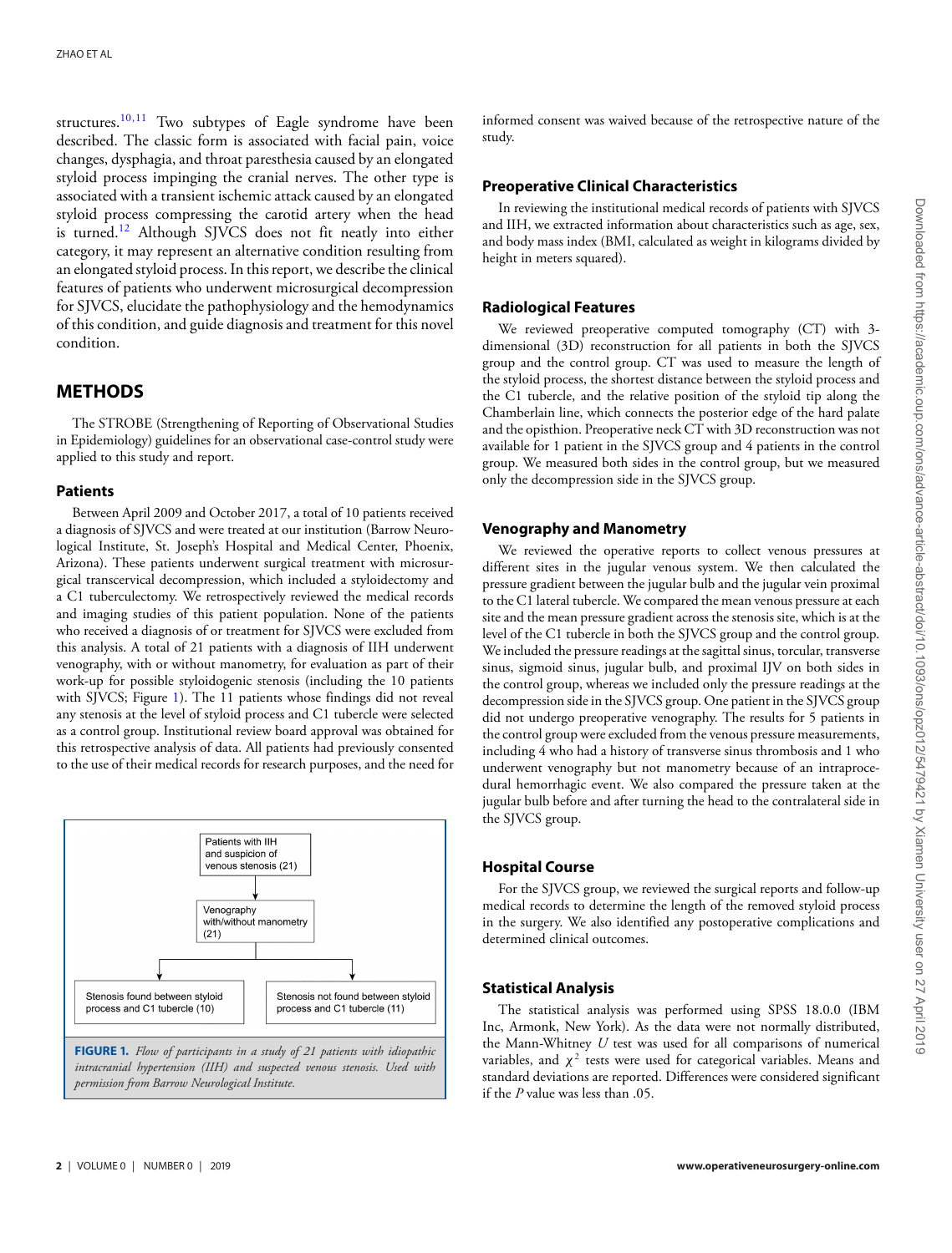structures.[10,11] Two subtypes of Eagle syndrome have been described. The classic form is associated with facial pain, voice changes, dysphagia, and throat paresthesia caused by an elongated styloid process impinging the cranial nerves. The other type is associated with a transient ischemic attack caused by an elongated styloid process compressing the carotid artery when the head is turned.[12] Although SJVCS does not fit neatly into either category, it may represent an alternative condition resulting from an elongated styloid process. In this report, we describe the clinical features of patients who underwent microsurgical decompression for SJVCS, elucidate the pathophysiology and the hemodynamics of this condition, and guide diagnosis and treatment for this novel condition.

## METHODS

The STROBE (Strengthening of Reporting of Observational Studies in Epidemiology) guidelines for an observational case-control study were applied to this study and report.

### Patients

Between April 2009 and October 2017, a total of 10 patients received a diagnosis of SJVCS and were treated at our institution (Barrow Neurological Institute, St. Joseph's Hospital and Medical Center, Phoenix, Arizona). These patients underwent surgical treatment with microsurgical transcervical decompression, which included a styloidectomy and a C1 tuberculectomy. We retrospectively reviewed the medical records and imaging studies of this patient population. None of the patients who received a diagnosis of or treatment for SJVCS were excluded from this analysis. A total of 21 patients with a diagnosis of IIH underwent venography, with or without manometry, for evaluation as part of their work-up for possible styloidogenic stenosis (including the 10 patients with SJVCS; Figure 1). The 11 patients whose findings did not reveal any stenosis at the level of styloid process and C1 tubercle were selected as a control group. Institutional review board approval was obtained for this retrospective analysis of data. All patients had previously consented to the use of their medical records for research purposes, and the need for informed consent was waived because of the retrospective nature of the study.

Patients with IIH and suspicion of venous stenosis (21) → Venography with/without manometry (21) → Stenosis found between styloid process and C1 tubercle (10); Stenosis not found between styloid process and C1 tubercle (11)

**FIGURE 1.** *Flow of participants in a study of 21 patients with idiopathic intracranial hypertension (IIH) and suspected venous stenosis. Used with permission from Barrow Neurological Institute.*

### Preoperative Clinical Characteristics

In reviewing the institutional medical records of patients with SJVCS and IIH, we extracted information about characteristics such as age, sex, and body mass index (BMI, calculated as weight in kilograms divided by height in meters squared).

### Radiological Features

We reviewed preoperative computed tomography (CT) with 3-dimensional (3D) reconstruction for all patients in both the SJVCS group and the control group. CT was used to measure the length of the styloid process, the shortest distance between the styloid process and the C1 tubercle, and the relative position of the styloid tip along the Chamberlain line, which connects the posterior edge of the hard palate and the opisthion. Preoperative neck CT with 3D reconstruction was not available for 1 patient in the SJVCS group and 4 patients in the control group. We measured both sides in the control group, but we measured only the decompression side in the SJVCS group.

### Venography and Manometry

We reviewed the operative reports to collect venous pressures at different sites in the jugular venous system. We then calculated the pressure gradient between the jugular bulb and the jugular vein proximal to the C1 lateral tubercle. We compared the mean venous pressure at each site and the mean pressure gradient across the stenosis site, which is at the level of the C1 tubercle in both the SJVCS group and the control group. We included the pressure readings at the sagittal sinus, torcular, transverse sinus, sigmoid sinus, jugular bulb, and proximal IJV on both sides in the control group, whereas we included only the pressure readings at the decompression side in the SJVCS group. One patient in the SJVCS group did not undergo preoperative venography. The results for 5 patients in the control group were excluded from the venous pressure measurements, including 4 who had a history of transverse sinus thrombosis and 1 who underwent venography but not manometry because of an intraprocedural hemorrhagic event. We also compared the pressure taken at the jugular bulb before and after turning the head to the contralateral side in the SJVCS group.

### Hospital Course

For the SJVCS group, we reviewed the surgical reports and follow-up medical records to determine the length of the removed styloid process in the surgery. We also identified any postoperative complications and determined clinical outcomes.

### Statistical Analysis

The statistical analysis was performed using SPSS 18.0.0 (IBM Inc, Armonk, New York). As the data were not normally distributed, the Mann-Whitney $U$ test was used for all comparisons of numerical variables, and $\chi^2$ tests were used for categorical variables. Means and standard deviations are reported. Differences were considered significant if the $P$ value was less than .05.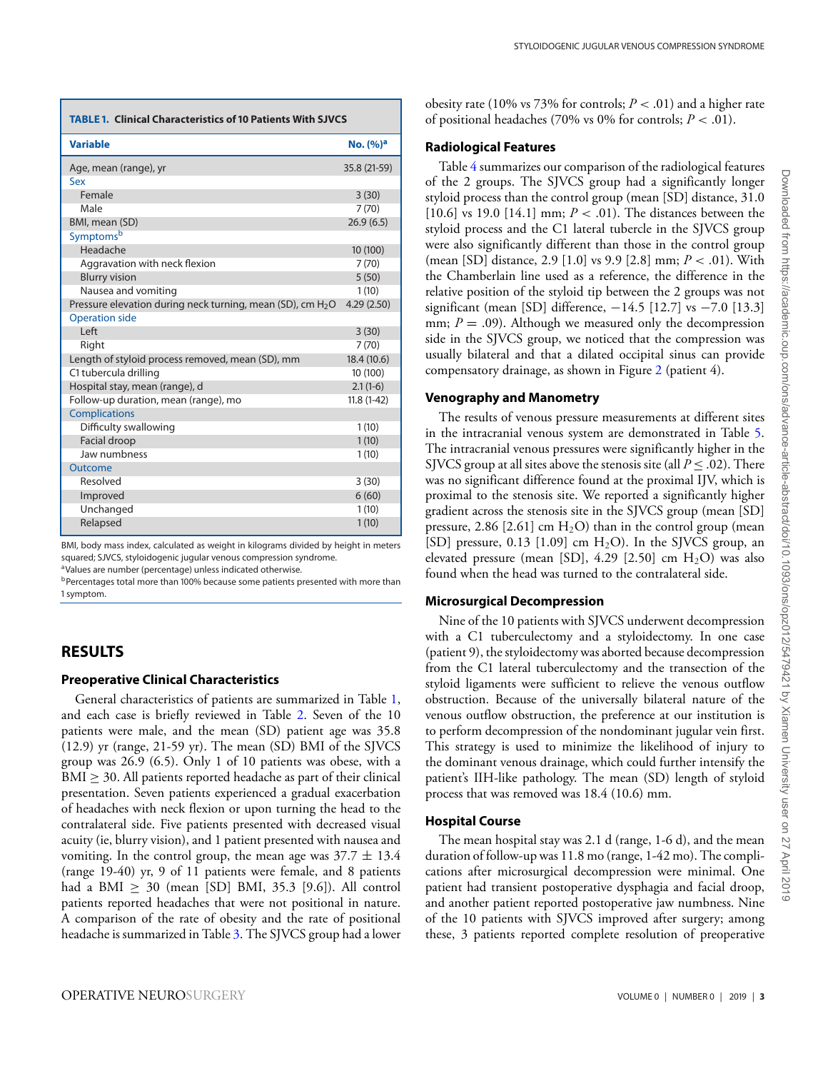**TABLE 1. Clinical Characteristics of 10 Patients With SJVCS**

| Variable | No. (%)[a] |
|---|---|
| Age, mean (range), yr | 35.8 (21-59) |
| Sex | |
| Female | 3 (30) |
| Male | 7 (70) |
| BMI, mean (SD) | 26.9 (6.5) |
| Symptoms[b] | |
| Headache | 10 (100) |
| Aggravation with neck flexion | 7 (70) |
| Blurry vision | 5 (50) |
| Nausea and vomiting | 1 (10) |
| Pressure elevation during neck turning, mean (SD), cm $H_2O$ | 4.29 (2.50) |
| Operation side | |
| Left | 3 (30) |
| Right | 7 (70) |
| Length of styloid process removed, mean (SD), mm | 18.4 (10.6) |
| C1 tubercula drilling | 10 (100) |
| Hospital stay, mean (range), d | 2.1 (1-6) |
| Follow-up duration, mean (range), mo | 11.8 (1-42) |
| Complications | |
| Difficulty swallowing | 1 (10) |
| Facial droop | 1 (10) |
| Jaw numbness | 1 (10) |
| Outcome | |
| Resolved | 3 (30) |
| Improved | 6 (60) |
| Unchanged | 1 (10) |
| Relapsed | 1 (10) |

BMI, body mass index, calculated as weight in kilograms divided by height in meters squared; SJVCS, styloidogenic jugular venous compression syndrome.
[a]Values are number (percentage) unless indicated otherwise.
[b]Percentages total more than 100% because some patients presented with more than 1 symptom.

## RESULTS

### Preoperative Clinical Characteristics

General characteristics of patients are summarized in Table 1, and each case is briefly reviewed in Table 2. Seven of the 10 patients were male, and the mean (SD) patient age was 35.8 (12.9) yr (range, 21-59 yr). The mean (SD) BMI of the SJVCS group was 26.9 (6.5). Only 1 of 10 patients was obese, with a BMI $\geq$ 30. All patients reported headache as part of their clinical presentation. Seven patients experienced a gradual exacerbation of headaches with neck flexion or upon turning the head to the contralateral side. Five patients presented with decreased visual acuity (ie, blurry vision), and 1 patient presented with nausea and vomiting. In the control group, the mean age was 37.7 $\pm$ 13.4 (range 19-40) yr, 9 of 11 patients were female, and 8 patients had a BMI $\geq$ 30 (mean [SD] BMI, 35.3 [9.6]). All control patients reported headaches that were not positional in nature. A comparison of the rate of obesity and the rate of positional headache is summarized in Table 3. The SJVCS group had a lower obesity rate (10% vs 73% for controls; $P < .01$) and a higher rate of positional headaches (70% vs 0% for controls; $P < .01$).

### Radiological Features

Table 4 summarizes our comparison of the radiological features of the 2 groups. The SJVCS group had a significantly longer styloid process than the control group (mean [SD] distance, 31.0 [10.6] vs 19.0 [14.1] mm; $P < .01$). The distances between the styloid process and the C1 lateral tubercle in the SJVCS group were also significantly different than those in the control group (mean [SD] distance, 2.9 [1.0] vs 9.9 [2.8] mm; $P < .01$). With the Chamberlain line used as a reference, the difference in the relative position of the styloid tip between the 2 groups was not significant (mean [SD] difference, −14.5 [12.7] vs −7.0 [13.3] mm; $P = .09$). Although we measured only the decompression side in the SJVCS group, we noticed that the compression was usually bilateral and that a dilated occipital sinus can provide compensatory drainage, as shown in Figure 2 (patient 4).

### Venography and Manometry

The results of venous pressure measurements at different sites in the intracranial venous system are demonstrated in Table 5. The intracranial venous pressures were significantly higher in the SJVCS group at all sites above the stenosis site (all $P \leq .02$). There was no significant difference found at the proximal IJV, which is proximal to the stenosis site. We reported a significantly higher gradient across the stenosis site in the SJVCS group (mean [SD] pressure, 2.86 [2.61] cm $H_2O$) than in the control group (mean [SD] pressure, 0.13 [1.09] cm $H_2O$). In the SJVCS group, an elevated pressure (mean [SD], 4.29 [2.50] cm $H_2O$) was also found when the head was turned to the contralateral side.

### Microsurgical Decompression

Nine of the 10 patients with SJVCS underwent decompression with a C1 tuberculectomy and a styloidectomy. In one case (patient 9), the styloidectomy was aborted because decompression from the C1 lateral tuberculectomy and the transection of the styloid ligaments were sufficient to relieve the venous outflow obstruction. Because of the universally bilateral nature of the venous outflow obstruction, the preference at our institution is to perform decompression of the nondominant jugular vein first. This strategy is used to minimize the likelihood of injury to the dominant venous drainage, which could further intensify the patient's IIH-like pathology. The mean (SD) length of styloid process that was removed was 18.4 (10.6) mm.

### Hospital Course

The mean hospital stay was 2.1 d (range, 1-6 d), and the mean duration of follow-up was 11.8 mo (range, 1-42 mo). The complications after microsurgical decompression were minimal. One patient had transient postoperative dysphagia and facial droop, and another patient reported postoperative jaw numbness. Nine of the 10 patients with SJVCS improved after surgery; among these, 3 patients reported complete resolution of preoperative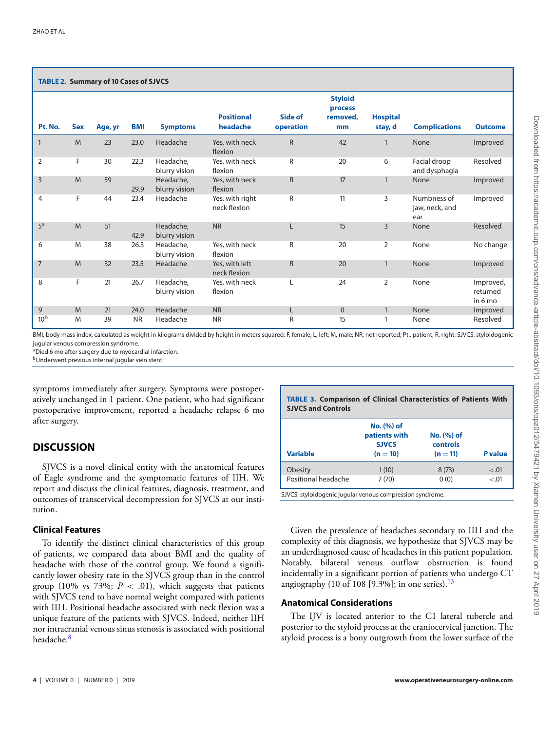**TABLE 2. Summary of 10 Cases of SJVCS**

| Pt. No. | Sex | Age, yr | BMI | Symptoms | Positional headache | Side of operation | Styloid process removed, mm | Hospital stay, d | Complications | Outcome |
|---|---|---|---|---|---|---|---|---|---|---|
| 1 | M | 23 | 23.0 | Headache | Yes, with neck flexion | R | 42 | 1 | None | Improved |
| 2 | F | 30 | 22.3 | Headache, blurry vision | Yes, with neck flexion | R | 20 | 6 | Facial droop and dysphagia | Resolved |
| 3 | M | 59 | 29.9 | Headache, blurry vision | Yes, with neck flexion | R | 17 | 1 | None | Improved |
| 4 | F | 44 | 23.4 | Headache | Yes, with right neck flexion | R | 11 | 3 | Numbness of jaw, neck, and ear | Improved |
| 5[a] | M | 51 | 42.9 | Headache, blurry vision | NR | L | 15 | 3 | None | Resolved |
| 6 | M | 38 | 26.3 | Headache, blurry vision | Yes, with neck flexion | R | 20 | 2 | None | No change |
| 7 | M | 32 | 23.5 | Headache | Yes, with left neck flexion | R | 20 | 1 | None | Improved |
| 8 | F | 21 | 26.7 | Headache, blurry vision | Yes, with neck flexion | L | 24 | 2 | None | Improved, returned in 6 mo |
| 9 | M | 21 | 24.0 | Headache | NR | L | 0 | 1 | None | Improved |
| 10[b] | M | 39 | NR | Headache | NR | R | 15 | 1 | None | Resolved |

BMI, body mass index, calculated as weight in kilograms divided by height in meters squared; F, female; L, left; M, male; NR, not reported; Pt., patient; R, right; SJVCS, styloidogenic jugular venous compression syndrome.
[a]Died 6 mo after surgery due to myocardial infarction.
[b]Underwent previous internal jugular vein stent.

symptoms immediately after surgery. Symptoms were postoperatively unchanged in 1 patient. One patient, who had significant postoperative improvement, reported a headache relapse 6 mo after surgery.

## DISCUSSION

SJVCS is a novel clinical entity with the anatomical features of Eagle syndrome and the symptomatic features of IIH. We report and discuss the clinical features, diagnosis, treatment, and outcomes of transcervical decompression for SJVCS at our institution.

### Clinical Features

To identify the distinct clinical characteristics of this group of patients, we compared data about BMI and the quality of headache with those of the control group. We found a significantly lower obesity rate in the SJVCS group than in the control group (10% vs 73%; $P < .01$), which suggests that patients with SJVCS tend to have normal weight compared with patients with IIH. Positional headache associated with neck flexion was a unique feature of the patients with SJVCS. Indeed, neither IIH nor intracranial venous sinus stenosis is associated with positional headache.[8]

**TABLE 3. Comparison of Clinical Characteristics of Patients With SJVCS and Controls**

| Variable | No. (%) of patients with SJVCS (n = 10) | No. (%) of controls (n = 11) | P value |
|---|---|---|---|
| Obesity | 1 (10) | 8 (73) | <.01 |
| Positional headache | 7 (70) | 0 (0) | <.01 |

SJVCS, styloidogenic jugular venous compression syndrome.

Given the prevalence of headaches secondary to IIH and the complexity of this diagnosis, we hypothesize that SJVCS may be an underdiagnosed cause of headaches in this patient population. Notably, bilateral venous outflow obstruction is found incidentally in a significant portion of patients who undergo CT angiography (10 of 108 [9.3%]; in one series).[13]

### Anatomical Considerations

The IJV is located anterior to the C1 lateral tubercle and posterior to the styloid process at the craniocervical junction. The styloid process is a bony outgrowth from the lower surface of the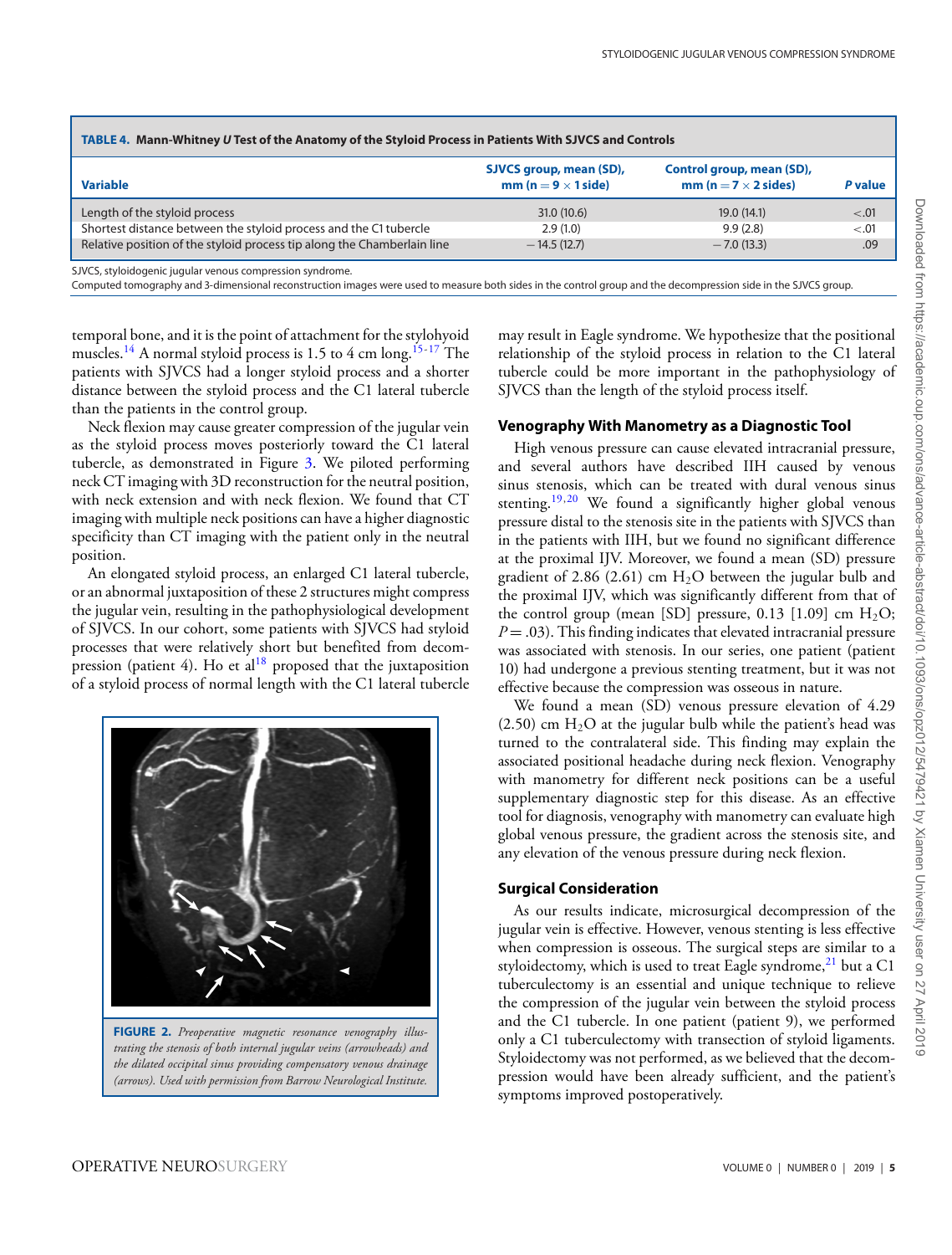**TABLE 4. Mann-Whitney *U* Test of the Anatomy of the Styloid Process in Patients With SJVCS and Controls**

| Variable | SJVCS group, mean (SD), mm (n = 9 × 1 side) | Control group, mean (SD), mm (n = 7 × 2 sides) | *P* value |
|---|---|---|---|
| Length of the styloid process | 31.0 (10.6) | 19.0 (14.1) | <.01 |
| Shortest distance between the styloid process and the C1 tubercle | 2.9 (1.0) | 9.9 (2.8) | <.01 |
| Relative position of the styloid process tip along the Chamberlain line | −14.5 (12.7) | −7.0 (13.3) | .09 |

SJVCS, styloidogenic jugular venous compression syndrome.
Computed tomography and 3-dimensional reconstruction images were used to measure both sides in the control group and the decompression side in the SJVCS group.

temporal bone, and it is the point of attachment for the stylohyoid muscles.[14] A normal styloid process is 1.5 to 4 cm long.[15-17] The patients with SJVCS had a longer styloid process and a shorter distance between the styloid process and the C1 lateral tubercle than the patients in the control group.

Neck flexion may cause greater compression of the jugular vein as the styloid process moves posteriorly toward the C1 lateral tubercle, as demonstrated in Figure 3. We piloted performing neck CT imaging with 3D reconstruction for the neutral position, with neck extension and with neck flexion. We found that CT imaging with multiple neck positions can have a higher diagnostic specificity than CT imaging with the patient only in the neutral position.

An elongated styloid process, an enlarged C1 lateral tubercle, or an abnormal juxtaposition of these 2 structures might compress the jugular vein, resulting in the pathophysiological development of SJVCS. In our cohort, some patients with SJVCS had styloid processes that were relatively short but benefited from decompression (patient 4). Ho et al[18] proposed that the juxtaposition of a styloid process of normal length with the C1 lateral tubercle may result in Eagle syndrome. We hypothesize that the positional relationship of the styloid process in relation to the C1 lateral tubercle could be more important in the pathophysiology of SJVCS than the length of the styloid process itself.

**FIGURE 2.** *Preoperative magnetic resonance venography illustrating the stenosis of both internal jugular veins (arrowheads) and the dilated occipital sinus providing compensatory venous drainage (arrows). Used with permission from Barrow Neurological Institute.*

## Venography With Manometry as a Diagnostic Tool

High venous pressure can cause elevated intracranial pressure, and several authors have described IIH caused by venous sinus stenosis, which can be treated with dural venous sinus stenting.[19,20] We found a significantly higher global venous pressure distal to the stenosis site in the patients with SJVCS than in the patients with IIH, but we found no significant difference at the proximal IJV. Moreover, we found a mean (SD) pressure gradient of 2.86 (2.61) cm $H_2O$ between the jugular bulb and the proximal IJV, which was significantly different from that of the control group (mean [SD] pressure, 0.13 [1.09] cm $H_2O$; $P = .03$). This finding indicates that elevated intracranial pressure was associated with stenosis. In our series, one patient (patient 10) had undergone a previous stenting treatment, but it was not effective because the compression was osseous in nature.

We found a mean (SD) venous pressure elevation of 4.29 (2.50) cm $H_2O$ at the jugular bulb while the patient's head was turned to the contralateral side. This finding may explain the associated positional headache during neck flexion. Venography with manometry for different neck positions can be a useful supplementary diagnostic step for this disease. As an effective tool for diagnosis, venography with manometry can evaluate high global venous pressure, the gradient across the stenosis site, and any elevation of the venous pressure during neck flexion.

## Surgical Consideration

As our results indicate, microsurgical decompression of the jugular vein is effective. However, venous stenting is less effective when compression is osseous. The surgical steps are similar to a styloidectomy, which is used to treat Eagle syndrome,[21] but a C1 tuberculectomy is an essential and unique technique to relieve the compression of the jugular vein between the styloid process and the C1 tubercle. In one patient (patient 9), we performed only a C1 tuberculectomy with transection of styloid ligaments. Styloidectomy was not performed, as we believed that the decompression would have been already sufficient, and the patient's symptoms improved postoperatively.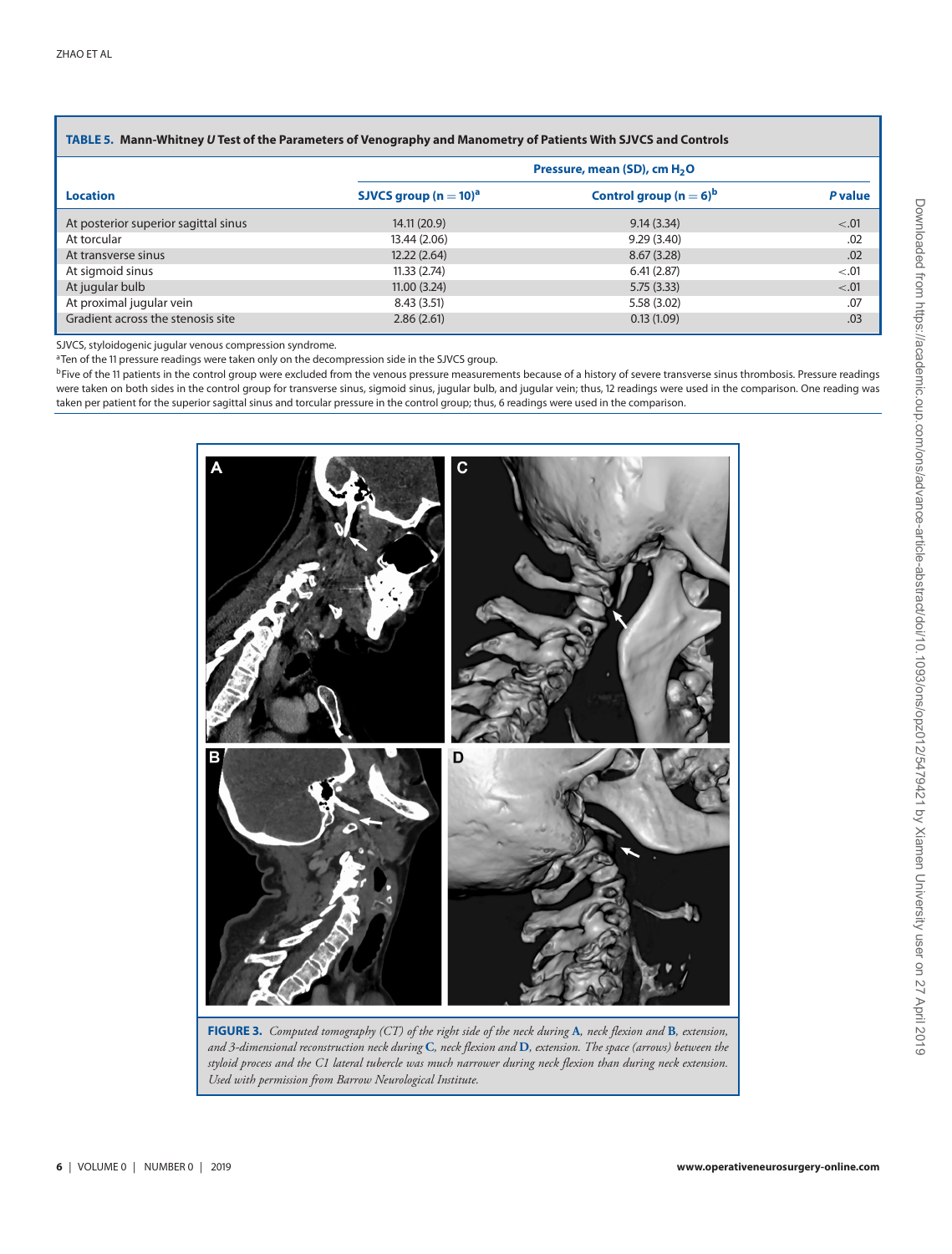**TABLE 5. Mann-Whitney *U* Test of the Parameters of Venography and Manometry of Patients With SJVCS and Controls**

| Location | Pressure, mean (SD), cm $H_2O$ | | |
|---|---|---|---|
| | SJVCS group (n = 10)[a] | Control group (n = 6)[b] | *P* value |
| At posterior superior sagittal sinus | 14.11 (20.9) | 9.14 (3.34) | <.01 |
| At torcular | 13.44 (2.06) | 9.29 (3.40) | .02 |
| At transverse sinus | 12.22 (2.64) | 8.67 (3.28) | .02 |
| At sigmoid sinus | 11.33 (2.74) | 6.41 (2.87) | <.01 |
| At jugular bulb | 11.00 (3.24) | 5.75 (3.33) | <.01 |
| At proximal jugular vein | 8.43 (3.51) | 5.58 (3.02) | .07 |
| Gradient across the stenosis site | 2.86 (2.61) | 0.13 (1.09) | .03 |

SJVCS, styloidogenic jugular venous compression syndrome.

[a]Ten of the 11 pressure readings were taken only on the decompression side in the SJVCS group.

[b]Five of the 11 patients in the control group were excluded from the venous pressure measurements because of a history of severe transverse sinus thrombosis. Pressure readings were taken on both sides in the control group for transverse sinus, sigmoid sinus, jugular bulb, and jugular vein; thus, 12 readings were used in the comparison. One reading was taken per patient for the superior sagittal sinus and torcular pressure in the control group; thus, 6 readings were used in the comparison.

**FIGURE 3.** *Computed tomography (CT) of the right side of the neck during* **A**, *neck flexion and* **B**, *extension, and 3-dimensional reconstruction neck during* **C**, *neck flexion and* **D**, *extension. The space (arrows) between the styloid process and the C1 lateral tubercle was much narrower during neck flexion than during neck extension. Used with permission from Barrow Neurological Institute.*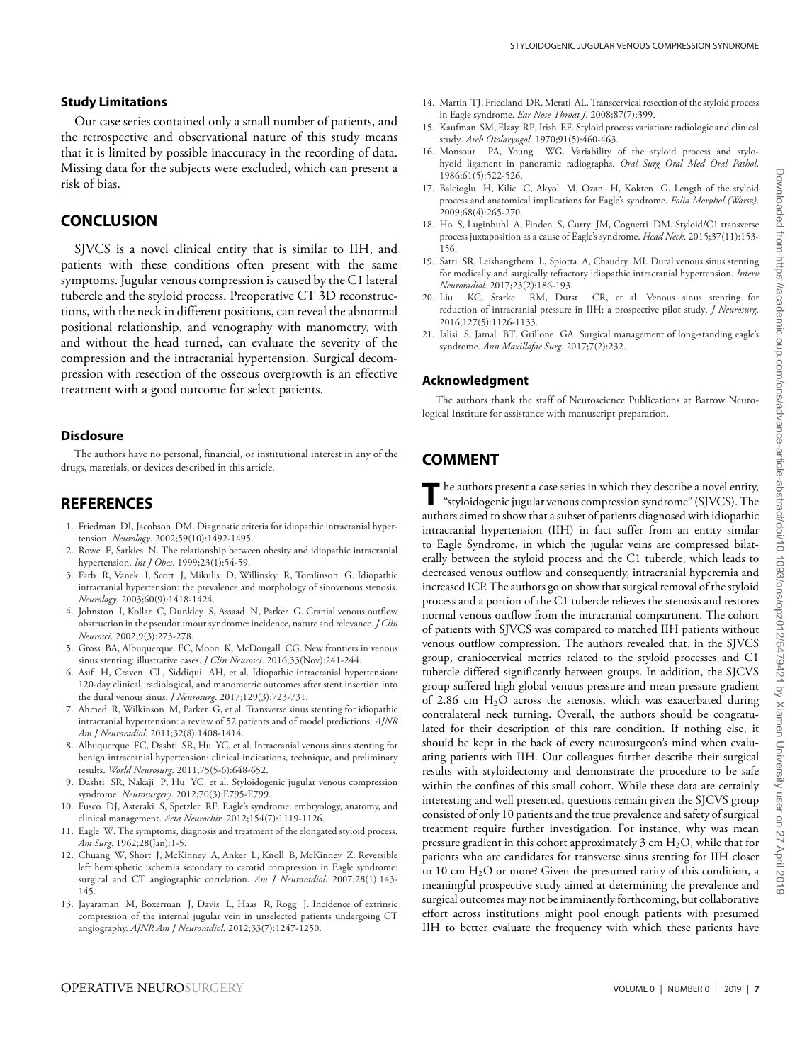### Study Limitations

Our case series contained only a small number of patients, and the retrospective and observational nature of this study means that it is limited by possible inaccuracy in the recording of data. Missing data for the subjects were excluded, which can present a risk of bias.

## CONCLUSION

SJVCS is a novel clinical entity that is similar to IIH, and patients with these conditions often present with the same symptoms. Jugular venous compression is caused by the C1 lateral tubercle and the styloid process. Preoperative CT 3D reconstructions, with the neck in different positions, can reveal the abnormal positional relationship, and venography with manometry, with and without the head turned, can evaluate the severity of the compression and the intracranial hypertension. Surgical decompression with resection of the osseous overgrowth is an effective treatment with a good outcome for select patients.

### Disclosure

The authors have no personal, financial, or institutional interest in any of the drugs, materials, or devices described in this article.

## REFERENCES

1. Friedman DI, Jacobson DM. Diagnostic criteria for idiopathic intracranial hypertension. *Neurology*. 2002;59(10):1492-1495.
2. Rowe F, Sarkies N. The relationship between obesity and idiopathic intracranial hypertension. *Int J Obes*. 1999;23(1):54-59.
3. Farb R, Vanek I, Scott J, Mikulis D, Willinsky R, Tomlinson G. Idiopathic intracranial hypertension: the prevalence and morphology of sinovenous stenosis. *Neurology*. 2003;60(9):1418-1424.
4. Johnston I, Kollar C, Dunkley S, Assaad N, Parker G. Cranial venous outflow obstruction in the pseudotumour syndrome: incidence, nature and relevance. *J Clin Neurosci*. 2002;9(3):273-278.
5. Gross BA, Albuquerque FC, Moon K, McDougall CG. New frontiers in venous sinus stenting: illustrative cases. *J Clin Neurosci*. 2016;33(Nov):241-244.
6. Asif H, Craven CL, Siddiqui AH, et al. Idiopathic intracranial hypertension: 120-day clinical, radiological, and manometric outcomes after stent insertion into the dural venous sinus. *J Neurosurg*. 2017;129(3):723-731.
7. Ahmed R, Wilkinson M, Parker G, et al. Transverse sinus stenting for idiopathic intracranial hypertension: a review of 52 patients and of model predictions. *AJNR Am J Neuroradiol*. 2011;32(8):1408-1414.
8. Albuquerque FC, Dashti SR, Hu YC, et al. Intracranial venous sinus stenting for benign intracranial hypertension: clinical indications, technique, and preliminary results. *World Neurosurg*. 2011;75(5-6):648-652.
9. Dashti SR, Nakaji P, Hu YC, et al. Styloidogenic jugular venous compression syndrome. *Neurosurgery*. 2012;70(3):E795-E799.
10. Fusco DJ, Asteraki S, Spetzler RF. Eagle's syndrome: embryology, anatomy, and clinical management. *Acta Neurochir*. 2012;154(7):1119-1126.
11. Eagle W. The symptoms, diagnosis and treatment of the elongated styloid process. *Am Surg*. 1962;28(Jan):1-5.
12. Chuang W, Short J, McKinney A, Anker L, Knoll B, McKinney Z. Reversible left hemispheric ischemia secondary to carotid compression in Eagle syndrome: surgical and CT angiographic correlation. *Am J Neuroradiol*. 2007;28(1):143-145.
13. Jayaraman M, Boxerman J, Davis L, Haas R, Rogg J. Incidence of extrinsic compression of the internal jugular vein in unselected patients undergoing CT angiography. *AJNR Am J Neuroradiol*. 2012;33(7):1247-1250.
14. Martin TJ, Friedland DR, Merati AL. Transcervical resection of the styloid process in Eagle syndrome. *Ear Nose Throat J*. 2008;87(7):399.
15. Kaufman SM, Elzay RP, Irish EF. Styloid process variation: radiologic and clinical study. *Arch Otolaryngol*. 1970;91(5):460-463.
16. Monsour PA, Young WG. Variability of the styloid process and stylohyoid ligament in panoramic radiographs. *Oral Surg Oral Med Oral Pathol*. 1986;61(5):522-526.
17. Balcioglu H, Kilic C, Akyol M, Ozan H, Kokten G. Length of the styloid process and anatomical implications for Eagle's syndrome. *Folia Morphol (Warsz)*. 2009;68(4):265-270.
18. Ho S, Luginbuhl A, Finden S, Curry JM, Cognetti DM. Styloid/C1 transverse process juxtaposition as a cause of Eagle's syndrome. *Head Neck*. 2015;37(11):153-156.
19. Satti SR, Leishangthem L, Spiotta A, Chaudry MI. Dural venous sinus stenting for medically and surgically refractory idiopathic intracranial hypertension. *Interv Neuroradiol*. 2017;23(2):186-193.
20. Liu KC, Starke RM, Durst CR, et al. Venous sinus stenting for reduction of intracranial pressure in IIH: a prospective pilot study. *J Neurosurg*. 2016;127(5):1126-1133.
21. Jalisi S, Jamal BT, Grillone GA. Surgical management of long-standing eagle's syndrome. *Ann Maxillofac Surg*. 2017;7(2):232.

### Acknowledgment

The authors thank the staff of Neuroscience Publications at Barrow Neurological Institute for assistance with manuscript preparation.

## COMMENT

The authors present a case series in which they describe a novel entity, "styloidogenic jugular venous compression syndrome" (SJVCS). The authors aimed to show that a subset of patients diagnosed with idiopathic intracranial hypertension (IIH) in fact suffer from an entity similar to Eagle Syndrome, in which the jugular veins are compressed bilaterally between the styloid process and the C1 tubercle, which leads to decreased venous outflow and consequently, intracranial hyperemia and increased ICP. The authors go on show that surgical removal of the styloid process and a portion of the C1 tubercle relieves the stenosis and restores normal venous outflow from the intracranial compartment. The cohort of patients with SJVCS was compared to matched IIH patients without venous outflow compression. The authors revealed that, in the SJVCS group, craniocervical metrics related to the styloid processes and C1 tubercle differed significantly between groups. In addition, the SJCVS group suffered high global venous pressure and mean pressure gradient of 2.86 cm $H_2O$ across the stenosis, which was exacerbated during contralateral neck turning. Overall, the authors should be congratulated for their description of this rare condition. If nothing else, it should be kept in the back of every neurosurgeon's mind when evaluating patients with IIH. Our colleagues further describe their surgical results with styloidectomy and demonstrate the procedure to be safe within the confines of this small cohort. While these data are certainly interesting and well presented, questions remain given the SJCVS group consisted of only 10 patients and the true prevalence and safety of surgical treatment require further investigation. For instance, why was mean pressure gradient in this cohort approximately 3 cm $H_2O$, while that for patients who are candidates for transverse sinus stenting for IIH closer to 10 cm $H_2O$ or more? Given the presumed rarity of this condition, a meaningful prospective study aimed at determining the prevalence and surgical outcomes may not be imminently forthcoming, but collaborative effort across institutions might pool enough patients with presumed IIH to better evaluate the frequency with which these patients have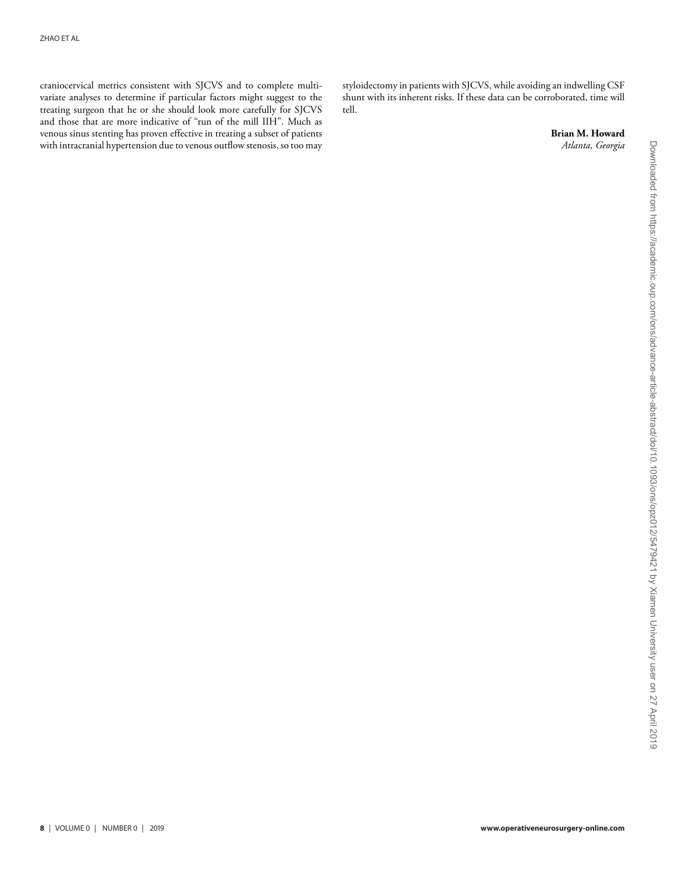craniocervical metrics consistent with SJCVS and to complete multivariate analyses to determine if particular factors might suggest to the treating surgeon that he or she should look more carefully for SJCVS and those that are more indicative of "run of the mill IIH". Much as venous sinus stenting has proven effective in treating a subset of patients with intracranial hypertension due to venous outflow stenosis, so too may styloidectomy in patients with SJCVS, while avoiding an indwelling CSF shunt with its inherent risks. If these data can be corroborated, time will tell.

**Brian M. Howard**
*Atlanta, Georgia*